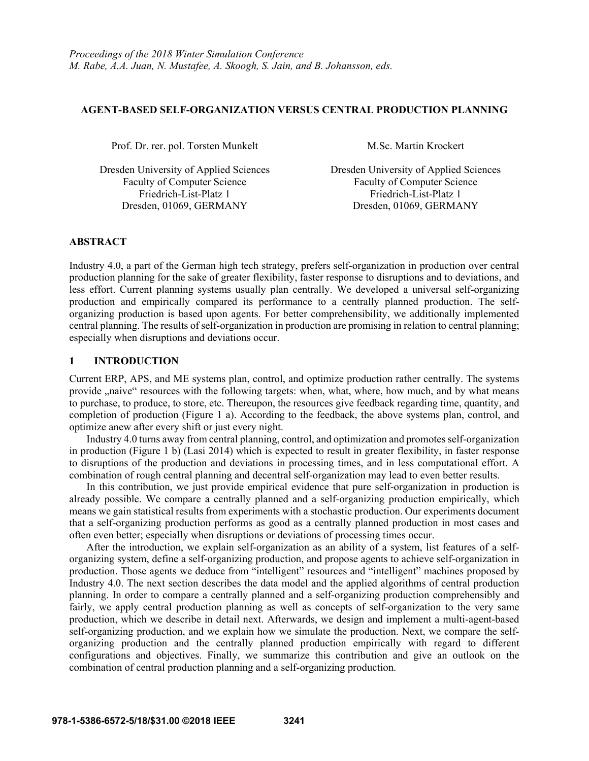*Proceedings of the 2018 Winter Simulation Conference*
*M. Rabe, A.A. Juan, N. Mustafee, A. Skoogh, S. Jain, and B. Johansson, eds.*

# AGENT-BASED SELF-ORGANIZATION VERSUS CENTRAL PRODUCTION PLANNING

Prof. Dr. rer. pol. Torsten Munkelt

Dresden University of Applied Sciences
Faculty of Computer Science
Friedrich-List-Platz 1
Dresden, 01069, GERMANY

M.Sc. Martin Krockert

Dresden University of Applied Sciences
Faculty of Computer Science
Friedrich-List-Platz 1
Dresden, 01069, GERMANY

## ABSTRACT

Industry 4.0, a part of the German high tech strategy, prefers self-organization in production over central production planning for the sake of greater flexibility, faster response to disruptions and to deviations, and less effort. Current planning systems usually plan centrally. We developed a universal self-organizing production and empirically compared its performance to a centrally planned production. The self-organizing production is based upon agents. For better comprehensibility, we additionally implemented central planning. The results of self-organization in production are promising in relation to central planning; especially when disruptions and deviations occur.

## 1 INTRODUCTION

Current ERP, APS, and ME systems plan, control, and optimize production rather centrally. The systems provide „naive" resources with the following targets: when, what, where, how much, and by what means to purchase, to produce, to store, etc. Thereupon, the resources give feedback regarding time, quantity, and completion of production (Figure 1 a). According to the feedback, the above systems plan, control, and optimize anew after every shift or just every night.

Industry 4.0 turns away from central planning, control, and optimization and promotes self-organization in production (Figure 1 b) (Lasi 2014) which is expected to result in greater flexibility, in faster response to disruptions of the production and deviations in processing times, and in less computational effort. A combination of rough central planning and decentral self-organization may lead to even better results.

In this contribution, we just provide empirical evidence that pure self-organization in production is already possible. We compare a centrally planned and a self-organizing production empirically, which means we gain statistical results from experiments with a stochastic production. Our experiments document that a self-organizing production performs as good as a centrally planned production in most cases and often even better; especially when disruptions or deviations of processing times occur.

After the introduction, we explain self-organization as an ability of a system, list features of a self-organizing system, define a self-organizing production, and propose agents to achieve self-organization in production. Those agents we deduce from "intelligent" resources and "intelligent" machines proposed by Industry 4.0. The next section describes the data model and the applied algorithms of central production planning. In order to compare a centrally planned and a self-organizing production comprehensibly and fairly, we apply central production planning as well as concepts of self-organization to the very same production, which we describe in detail next. Afterwards, we design and implement a multi-agent-based self-organizing production, and we explain how we simulate the production. Next, we compare the self-organizing production and the centrally planned production empirically with regard to different configurations and objectives. Finally, we summarize this contribution and give an outlook on the combination of central production planning and a self-organizing production.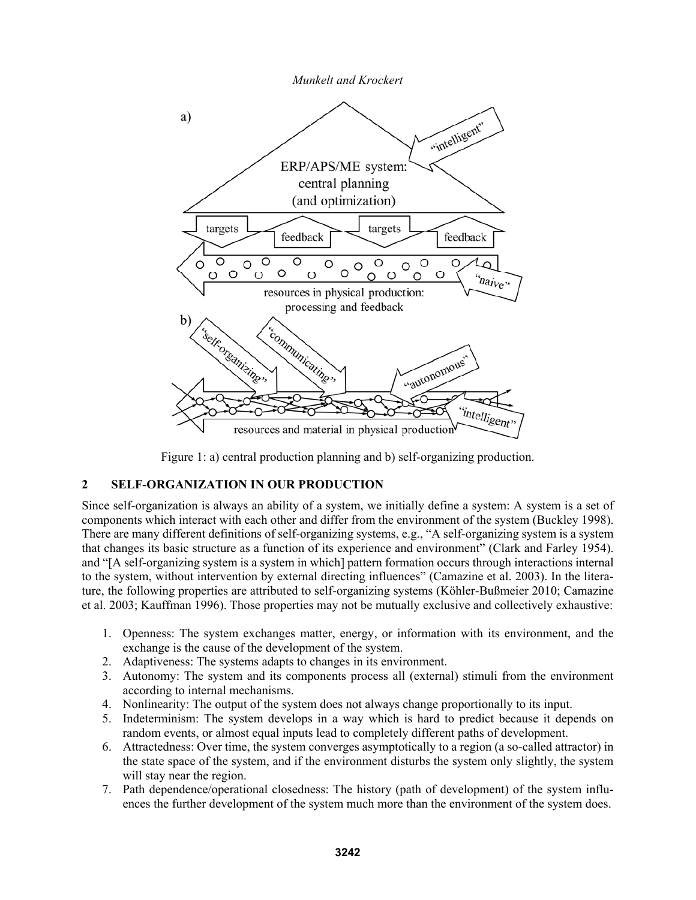Figure 1: a) central production planning and b) self-organizing production.

## 2 SELF-ORGANIZATION IN OUR PRODUCTION

Since self-organization is always an ability of a system, we initially define a system: A system is a set of components which interact with each other and differ from the environment of the system (Buckley 1998). There are many different definitions of self-organizing systems, e.g., "A self-organizing system is a system that changes its basic structure as a function of its experience and environment" (Clark and Farley 1954). and "[A self-organizing system is a system in which] pattern formation occurs through interactions internal to the system, without intervention by external directing influences" (Camazine et al. 2003). In the literature, the following properties are attributed to self-organizing systems (Köhler-Bußmeier 2010; Camazine et al. 2003; Kauffman 1996). Those properties may not be mutually exclusive and collectively exhaustive:

1. Openness: The system exchanges matter, energy, or information with its environment, and the exchange is the cause of the development of the system.
2. Adaptiveness: The systems adapts to changes in its environment.
3. Autonomy: The system and its components process all (external) stimuli from the environment according to internal mechanisms.
4. Nonlinearity: The output of the system does not always change proportionally to its input.
5. Indeterminism: The system develops in a way which is hard to predict because it depends on random events, or almost equal inputs lead to completely different paths of development.
6. Attractedness: Over time, the system converges asymptotically to a region (a so-called attractor) in the state space of the system, and if the environment disturbs the system only slightly, the system will stay near the region.
7. Path dependence/operational closedness: The history (path of development) of the system influences the further development of the system much more than the environment of the system does.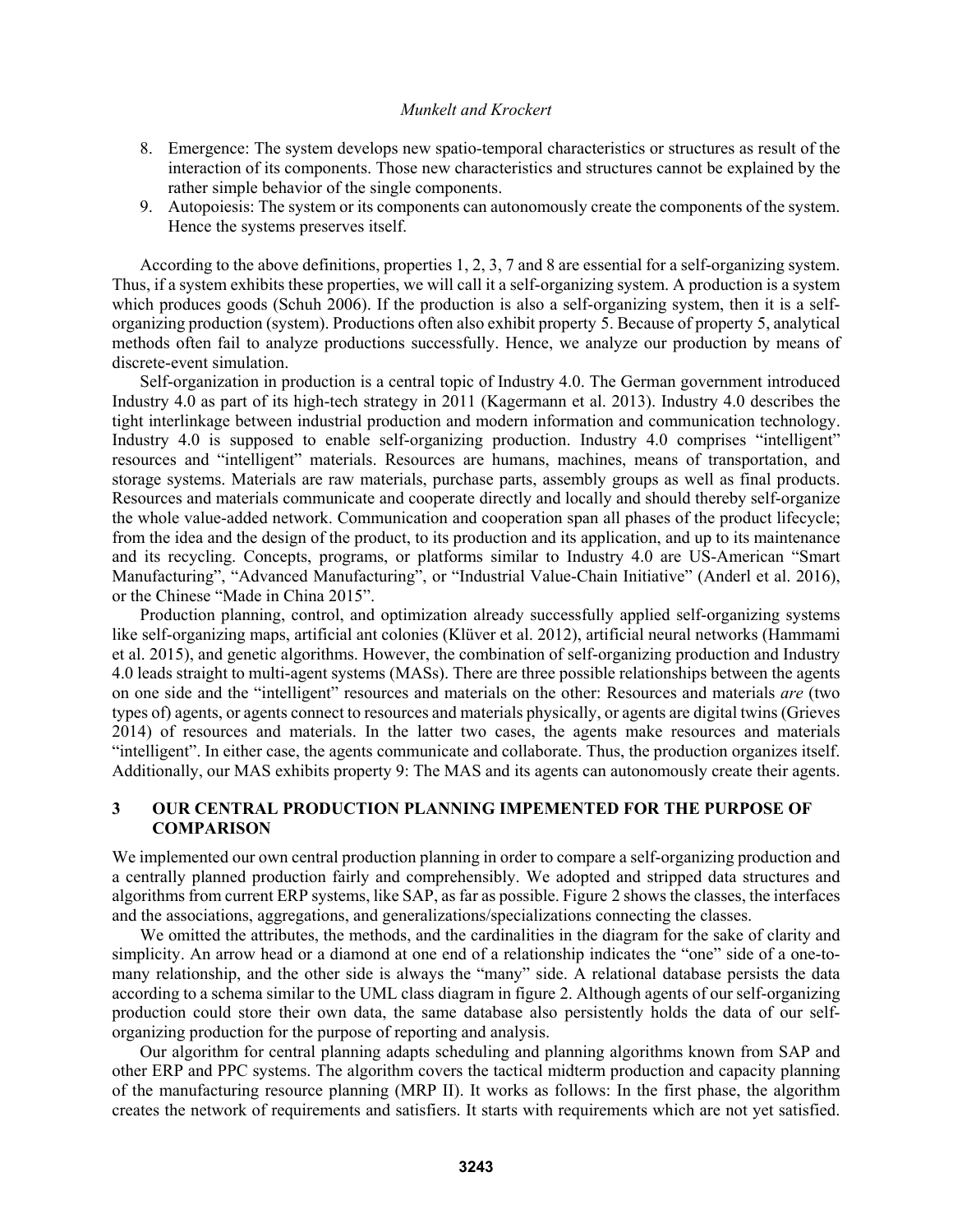8. Emergence: The system develops new spatio-temporal characteristics or structures as result of the interaction of its components. Those new characteristics and structures cannot be explained by the rather simple behavior of the single components.
9. Autopoiesis: The system or its components can autonomously create the components of the system. Hence the systems preserves itself.

According to the above definitions, properties 1, 2, 3, 7 and 8 are essential for a self-organizing system. Thus, if a system exhibits these properties, we will call it a self-organizing system. A production is a system which produces goods (Schuh 2006). If the production is also a self-organizing system, then it is a self-organizing production (system). Productions often also exhibit property 5. Because of property 5, analytical methods often fail to analyze productions successfully. Hence, we analyze our production by means of discrete-event simulation.

Self-organization in production is a central topic of Industry 4.0. The German government introduced Industry 4.0 as part of its high-tech strategy in 2011 (Kagermann et al. 2013). Industry 4.0 describes the tight interlinkage between industrial production and modern information and communication technology. Industry 4.0 is supposed to enable self-organizing production. Industry 4.0 comprises "intelligent" resources and "intelligent" materials. Resources are humans, machines, means of transportation, and storage systems. Materials are raw materials, purchase parts, assembly groups as well as final products. Resources and materials communicate and cooperate directly and locally and should thereby self-organize the whole value-added network. Communication and cooperation span all phases of the product lifecycle; from the idea and the design of the product, to its production and its application, and up to its maintenance and its recycling. Concepts, programs, or platforms similar to Industry 4.0 are US-American "Smart Manufacturing", "Advanced Manufacturing", or "Industrial Value-Chain Initiative" (Anderl et al. 2016), or the Chinese "Made in China 2015".

Production planning, control, and optimization already successfully applied self-organizing systems like self-organizing maps, artificial ant colonies (Klüver et al. 2012), artificial neural networks (Hammami et al. 2015), and genetic algorithms. However, the combination of self-organizing production and Industry 4.0 leads straight to multi-agent systems (MASs). There are three possible relationships between the agents on one side and the "intelligent" resources and materials on the other: Resources and materials *are* (two types of) agents, or agents connect to resources and materials physically, or agents are digital twins (Grieves 2014) of resources and materials. In the latter two cases, the agents make resources and materials "intelligent". In either case, the agents communicate and collaborate. Thus, the production organizes itself. Additionally, our MAS exhibits property 9: The MAS and its agents can autonomously create their agents.

## 3 OUR CENTRAL PRODUCTION PLANNING IMPEMENTED FOR THE PURPOSE OF COMPARISON

We implemented our own central production planning in order to compare a self-organizing production and a centrally planned production fairly and comprehensibly. We adopted and stripped data structures and algorithms from current ERP systems, like SAP, as far as possible. Figure 2 shows the classes, the interfaces and the associations, aggregations, and generalizations/specializations connecting the classes.

We omitted the attributes, the methods, and the cardinalities in the diagram for the sake of clarity and simplicity. An arrow head or a diamond at one end of a relationship indicates the "one" side of a one-to-many relationship, and the other side is always the "many" side. A relational database persists the data according to a schema similar to the UML class diagram in figure 2. Although agents of our self-organizing production could store their own data, the same database also persistently holds the data of our self-organizing production for the purpose of reporting and analysis.

Our algorithm for central planning adapts scheduling and planning algorithms known from SAP and other ERP and PPC systems. The algorithm covers the tactical midterm production and capacity planning of the manufacturing resource planning (MRP II). It works as follows: In the first phase, the algorithm creates the network of requirements and satisfiers. It starts with requirements which are not yet satisfied.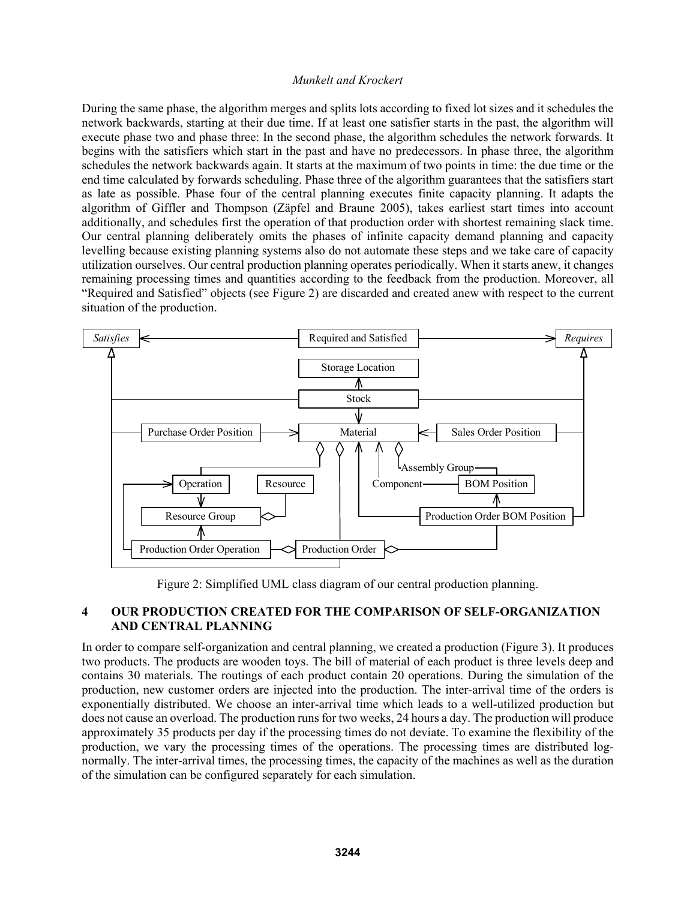During the same phase, the algorithm merges and splits lots according to fixed lot sizes and it schedules the network backwards, starting at their due time. If at least one satisfier starts in the past, the algorithm will execute phase two and phase three: In the second phase, the algorithm schedules the network forwards. It begins with the satisfiers which start in the past and have no predecessors. In phase three, the algorithm schedules the network backwards again. It starts at the maximum of two points in time: the due time or the end time calculated by forwards scheduling. Phase three of the algorithm guarantees that the satisfiers start as late as possible. Phase four of the central planning executes finite capacity planning. It adapts the algorithm of Giffler and Thompson (Zäpfel and Braune 2005), takes earliest start times into account additionally, and schedules first the operation of that production order with shortest remaining slack time. Our central planning deliberately omits the phases of infinite capacity demand planning and capacity levelling because existing planning systems also do not automate these steps and we take care of capacity utilization ourselves. Our central production planning operates periodically. When it starts anew, it changes remaining processing times and quantities according to the feedback from the production. Moreover, all "Required and Satisfied" objects (see Figure 2) are discarded and created anew with respect to the current situation of the production.

Figure 2: Simplified UML class diagram of our central production planning.

## 4 OUR PRODUCTION CREATED FOR THE COMPARISON OF SELF-ORGANIZATION AND CENTRAL PLANNING

In order to compare self-organization and central planning, we created a production (Figure 3). It produces two products. The products are wooden toys. The bill of material of each product is three levels deep and contains 30 materials. The routings of each product contain 20 operations. During the simulation of the production, new customer orders are injected into the production. The inter-arrival time of the orders is exponentially distributed. We choose an inter-arrival time which leads to a well-utilized production but does not cause an overload. The production runs for two weeks, 24 hours a day. The production will produce approximately 35 products per day if the processing times do not deviate. To examine the flexibility of the production, we vary the processing times of the operations. The processing times are distributed log-normally. The inter-arrival times, the processing times, the capacity of the machines as well as the duration of the simulation can be configured separately for each simulation.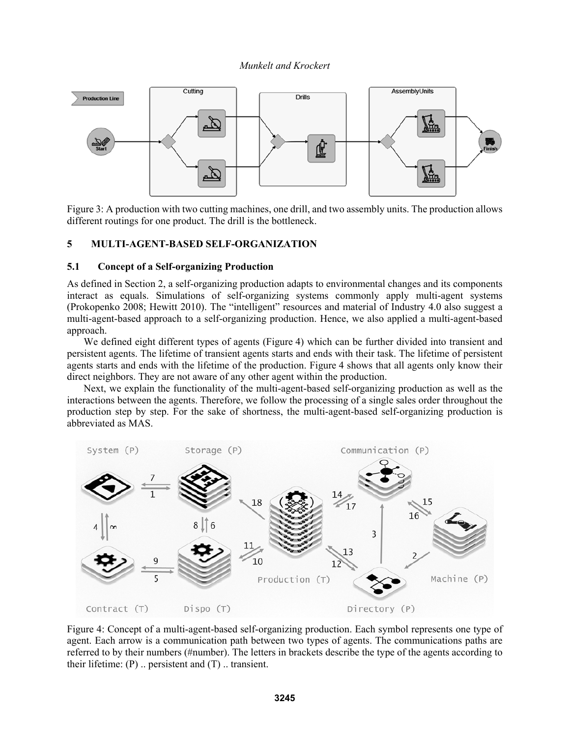Figure 3: A production with two cutting machines, one drill, and two assembly units. The production allows different routings for one product. The drill is the bottleneck.

## 5 MULTI-AGENT-BASED SELF-ORGANIZATION

### 5.1 Concept of a Self-organizing Production

As defined in Section 2, a self-organizing production adapts to environmental changes and its components interact as equals. Simulations of self-organizing systems commonly apply multi-agent systems (Prokopenko 2008; Hewitt 2010). The "intelligent" resources and material of Industry 4.0 also suggest a multi-agent-based approach to a self-organizing production. Hence, we also applied a multi-agent-based approach.

We defined eight different types of agents (Figure 4) which can be further divided into transient and persistent agents. The lifetime of transient agents starts and ends with their task. The lifetime of persistent agents starts and ends with the lifetime of the production. Figure 4 shows that all agents only know their direct neighbors. They are not aware of any other agent within the production.

Next, we explain the functionality of the multi-agent-based self-organizing production as well as the interactions between the agents. Therefore, we follow the processing of a single sales order throughout the production step by step. For the sake of shortness, the multi-agent-based self-organizing production is abbreviated as MAS.

Figure 4: Concept of a multi-agent-based self-organizing production. Each symbol represents one type of agent. Each arrow is a communication path between two types of agents. The communications paths are referred to by their numbers (#number). The letters in brackets describe the type of the agents according to their lifetime: (P) .. persistent and (T) .. transient.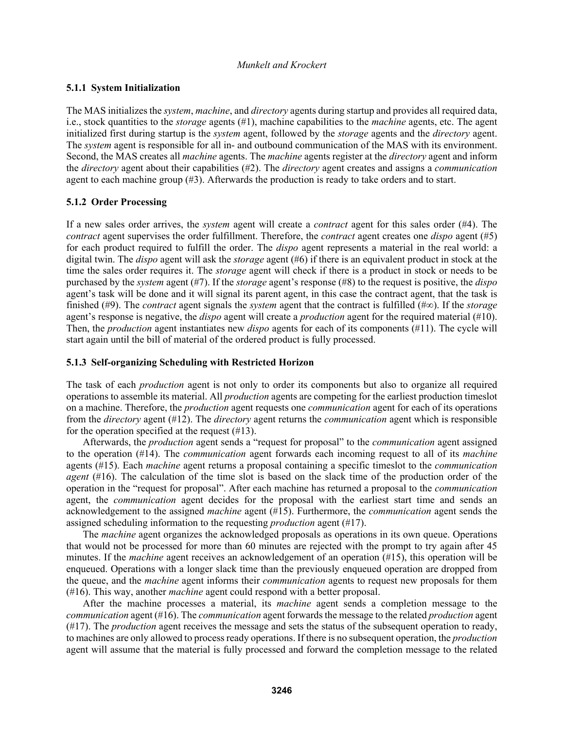### 5.1.1 System Initialization

The MAS initializes the *system*, *machine*, and *directory* agents during startup and provides all required data, i.e., stock quantities to the *storage* agents (#1), machine capabilities to the *machine* agents, etc. The agent initialized first during startup is the *system* agent, followed by the *storage* agents and the *directory* agent. The *system* agent is responsible for all in- and outbound communication of the MAS with its environment. Second, the MAS creates all *machine* agents. The *machine* agents register at the *directory* agent and inform the *directory* agent about their capabilities (#2). The *directory* agent creates and assigns a *communication* agent to each machine group (#3). Afterwards the production is ready to take orders and to start.

### 5.1.2 Order Processing

If a new sales order arrives, the *system* agent will create a *contract* agent for this sales order (#4). The *contract* agent supervises the order fulfillment. Therefore, the *contract* agent creates one *dispo* agent (#5) for each product required to fulfill the order. The *dispo* agent represents a material in the real world: a digital twin. The *dispo* agent will ask the *storage* agent (#6) if there is an equivalent product in stock at the time the sales order requires it. The *storage* agent will check if there is a product in stock or needs to be purchased by the *system* agent (#7). If the *storage* agent's response (#8) to the request is positive, the *dispo* agent's task will be done and it will signal its parent agent, in this case the contract agent, that the task is finished (#9). The *contract* agent signals the *system* agent that the contract is fulfilled (#∞). If the *storage* agent's response is negative, the *dispo* agent will create a *production* agent for the required material (#10). Then, the *production* agent instantiates new *dispo* agents for each of its components (#11). The cycle will start again until the bill of material of the ordered product is fully processed.

### 5.1.3 Self-organizing Scheduling with Restricted Horizon

The task of each *production* agent is not only to order its components but also to organize all required operations to assemble its material. All *production* agents are competing for the earliest production timeslot on a machine. Therefore, the *production* agent requests one *communication* agent for each of its operations from the *directory* agent (#12). The *directory* agent returns the *communication* agent which is responsible for the operation specified at the request (#13).

Afterwards, the *production* agent sends a "request for proposal" to the *communication* agent assigned to the operation (#14). The *communication* agent forwards each incoming request to all of its *machine* agents (#15). Each *machine* agent returns a proposal containing a specific timeslot to the *communication agent* (#16). The calculation of the time slot is based on the slack time of the production order of the operation in the "request for proposal". After each machine has returned a proposal to the *communication* agent, the *communication* agent decides for the proposal with the earliest start time and sends an acknowledgement to the assigned *machine* agent (#15). Furthermore, the *communication* agent sends the assigned scheduling information to the requesting *production* agent (#17).

The *machine* agent organizes the acknowledged proposals as operations in its own queue. Operations that would not be processed for more than 60 minutes are rejected with the prompt to try again after 45 minutes. If the *machine* agent receives an acknowledgement of an operation (#15), this operation will be enqueued. Operations with a longer slack time than the previously enqueued operation are dropped from the queue, and the *machine* agent informs their *communication* agents to request new proposals for them (#16). This way, another *machine* agent could respond with a better proposal.

After the machine processes a material, its *machine* agent sends a completion message to the *communication* agent (#16). The *communication* agent forwards the message to the related *production* agent (#17). The *production* agent receives the message and sets the status of the subsequent operation to ready, to machines are only allowed to process ready operations. If there is no subsequent operation, the *production* agent will assume that the material is fully processed and forward the completion message to the related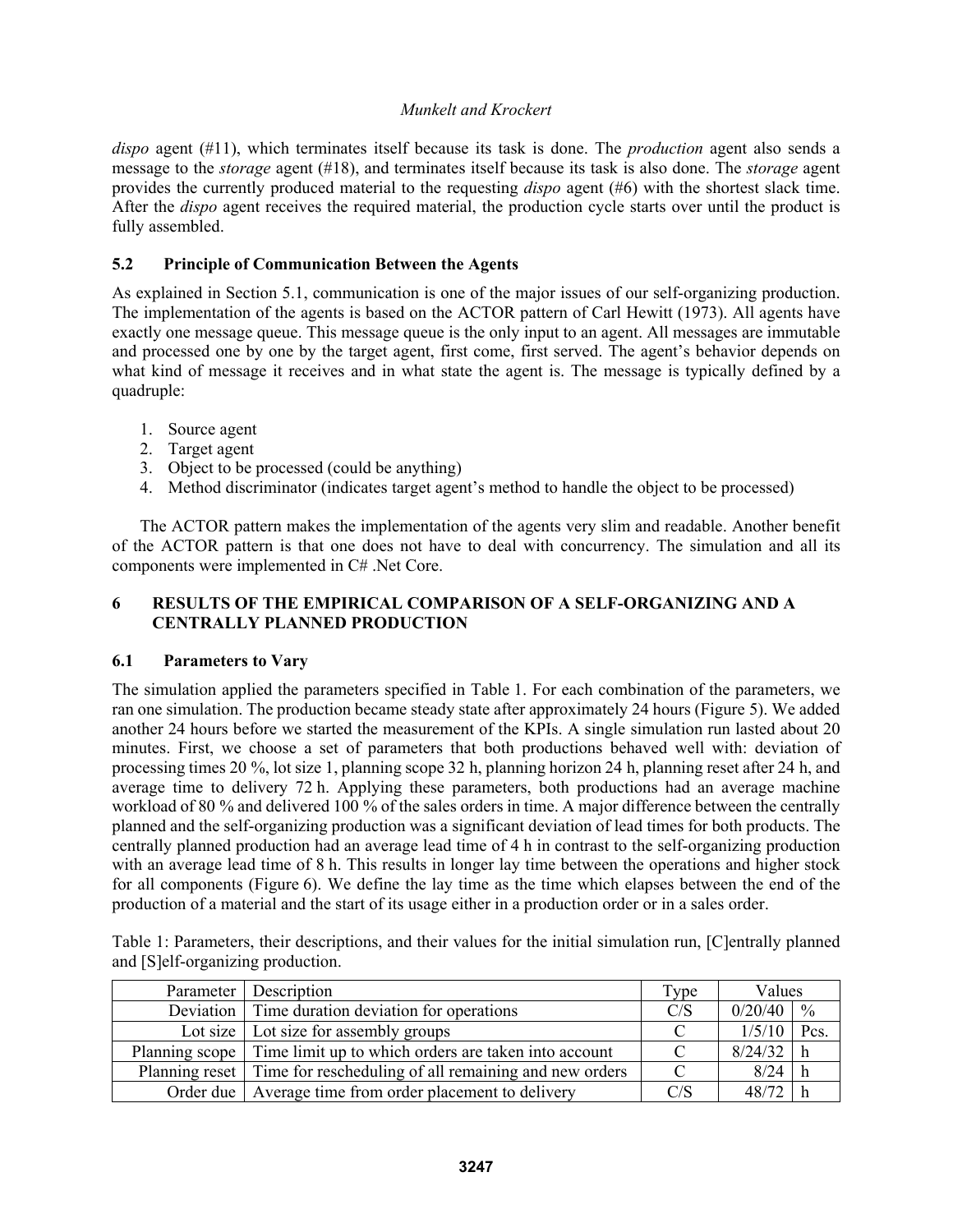*dispo* agent (#11), which terminates itself because its task is done. The *production* agent also sends a message to the *storage* agent (#18), and terminates itself because its task is also done. The *storage* agent provides the currently produced material to the requesting *dispo* agent (#6) with the shortest slack time. After the *dispo* agent receives the required material, the production cycle starts over until the product is fully assembled.

### 5.2 Principle of Communication Between the Agents

As explained in Section 5.1, communication is one of the major issues of our self-organizing production. The implementation of the agents is based on the ACTOR pattern of Carl Hewitt (1973). All agents have exactly one message queue. This message queue is the only input to an agent. All messages are immutable and processed one by one by the target agent, first come, first served. The agent's behavior depends on what kind of message it receives and in what state the agent is. The message is typically defined by a quadruple:

1. Source agent
2. Target agent
3. Object to be processed (could be anything)
4. Method discriminator (indicates target agent's method to handle the object to be processed)

The ACTOR pattern makes the implementation of the agents very slim and readable. Another benefit of the ACTOR pattern is that one does not have to deal with concurrency. The simulation and all its components were implemented in C# .Net Core.

## 6 RESULTS OF THE EMPIRICAL COMPARISON OF A SELF-ORGANIZING AND A CENTRALLY PLANNED PRODUCTION

### 6.1 Parameters to Vary

The simulation applied the parameters specified in Table 1. For each combination of the parameters, we ran one simulation. The production became steady state after approximately 24 hours (Figure 5). We added another 24 hours before we started the measurement of the KPIs. A single simulation run lasted about 20 minutes. First, we choose a set of parameters that both productions behaved well with: deviation of processing times 20 %, lot size 1, planning scope 32 h, planning horizon 24 h, planning reset after 24 h, and average time to delivery 72 h. Applying these parameters, both productions had an average machine workload of 80 % and delivered 100 % of the sales orders in time. A major difference between the centrally planned and the self-organizing production was a significant deviation of lead times for both products. The centrally planned production had an average lead time of 4 h in contrast to the self-organizing production with an average lead time of 8 h. This results in longer lay time between the operations and higher stock for all components (Figure 6). We define the lay time as the time which elapses between the end of the production of a material and the start of its usage either in a production order or in a sales order.

Table 1: Parameters, their descriptions, and their values for the initial simulation run, [C]entrally planned and [S]elf-organizing production.

| Parameter | Description | Type | Values | |
|---|---|---|---|---|
| Deviation | Time duration deviation for operations | C/S | 0/20/40 | % |
| Lot size | Lot size for assembly groups | C | 1/5/10 | Pcs. |
| Planning scope | Time limit up to which orders are taken into account | C | 8/24/32 | h |
| Planning reset | Time for rescheduling of all remaining and new orders | C | 8/24 | h |
| Order due | Average time from order placement to delivery | C/S | 48/72 | h |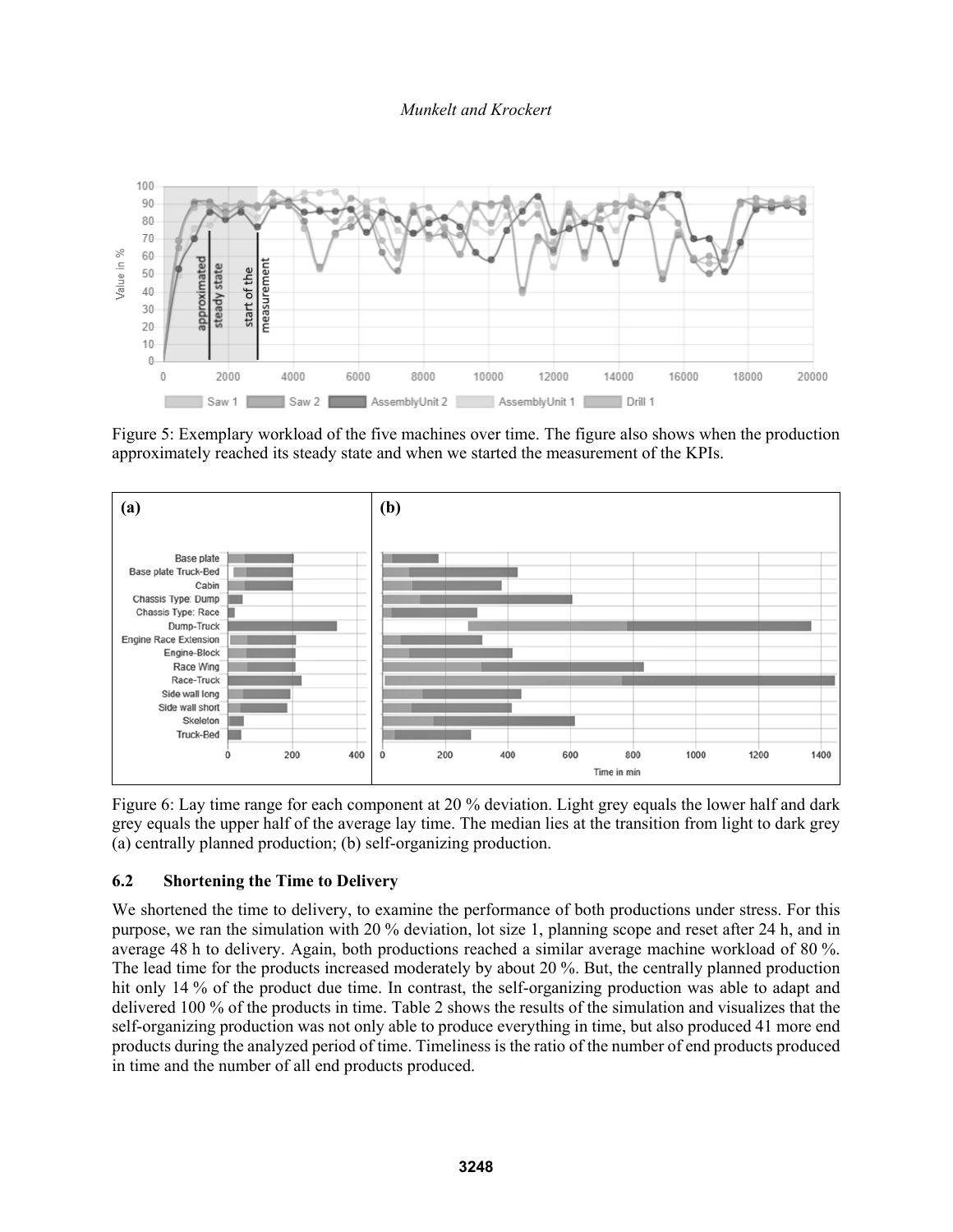Figure 5: Exemplary workload of the five machines over time. The figure also shows when the production approximately reached its steady state and when we started the measurement of the KPIs.

Figure 6: Lay time range for each component at 20 % deviation. Light grey equals the lower half and dark grey equals the upper half of the average lay time. The median lies at the transition from light to dark grey (a) centrally planned production; (b) self-organizing production.

### 6.2 Shortening the Time to Delivery

We shortened the time to delivery, to examine the performance of both productions under stress. For this purpose, we ran the simulation with 20 % deviation, lot size 1, planning scope and reset after 24 h, and in average 48 h to delivery. Again, both productions reached a similar average machine workload of 80 %. The lead time for the products increased moderately by about 20 %. But, the centrally planned production hit only 14 % of the product due time. In contrast, the self-organizing production was able to adapt and delivered 100 % of the products in time. Table 2 shows the results of the simulation and visualizes that the self-organizing production was not only able to produce everything in time, but also produced 41 more end products during the analyzed period of time. Timeliness is the ratio of the number of end products produced in time and the number of all end products produced.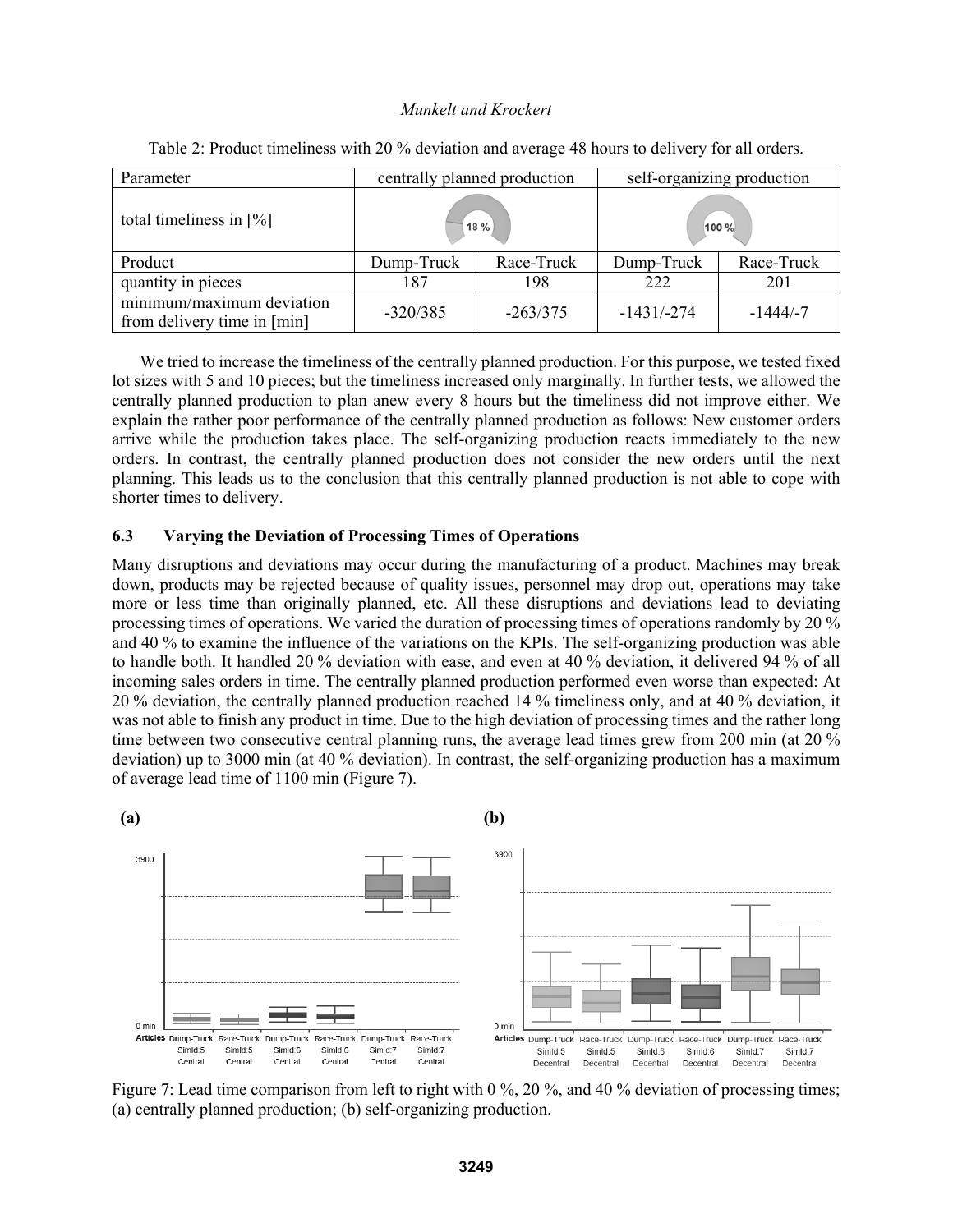Table 2: Product timeliness with 20 % deviation and average 48 hours to delivery for all orders.

| Parameter | centrally planned production | | self-organizing production | |
|---|---|---|---|---|
| total timeliness in [%] | 18 % | | 100 % | |
| Product | Dump-Truck | Race-Truck | Dump-Truck | Race-Truck |
| quantity in pieces | 187 | 198 | 222 | 201 |
| minimum/maximum deviation from delivery time in [min] | -320/385 | -263/375 | -1431/-274 | -1444/-7 |

We tried to increase the timeliness of the centrally planned production. For this purpose, we tested fixed lot sizes with 5 and 10 pieces; but the timeliness increased only marginally. In further tests, we allowed the centrally planned production to plan anew every 8 hours but the timeliness did not improve either. We explain the rather poor performance of the centrally planned production as follows: New customer orders arrive while the production takes place. The self-organizing production reacts immediately to the new orders. In contrast, the centrally planned production does not consider the new orders until the next planning. This leads us to the conclusion that this centrally planned production is not able to cope with shorter times to delivery.

### 6.3 Varying the Deviation of Processing Times of Operations

Many disruptions and deviations may occur during the manufacturing of a product. Machines may break down, products may be rejected because of quality issues, personnel may drop out, operations may take more or less time than originally planned, etc. All these disruptions and deviations lead to deviating processing times of operations. We varied the duration of processing times of operations randomly by 20 % and 40 % to examine the influence of the variations on the KPIs. The self-organizing production was able to handle both. It handled 20 % deviation with ease, and even at 40 % deviation, it delivered 94 % of all incoming sales orders in time. The centrally planned production performed even worse than expected: At 20 % deviation, the centrally planned production reached 14 % timeliness only, and at 40 % deviation, it was not able to finish any product in time. Due to the high deviation of processing times and the rather long time between two consecutive central planning runs, the average lead times grew from 200 min (at 20 % deviation) up to 3000 min (at 40 % deviation). In contrast, the self-organizing production has a maximum of average lead time of 1100 min (Figure 7).

Figure 7: Lead time comparison from left to right with 0 %, 20 %, and 40 % deviation of processing times; (a) centrally planned production; (b) self-organizing production.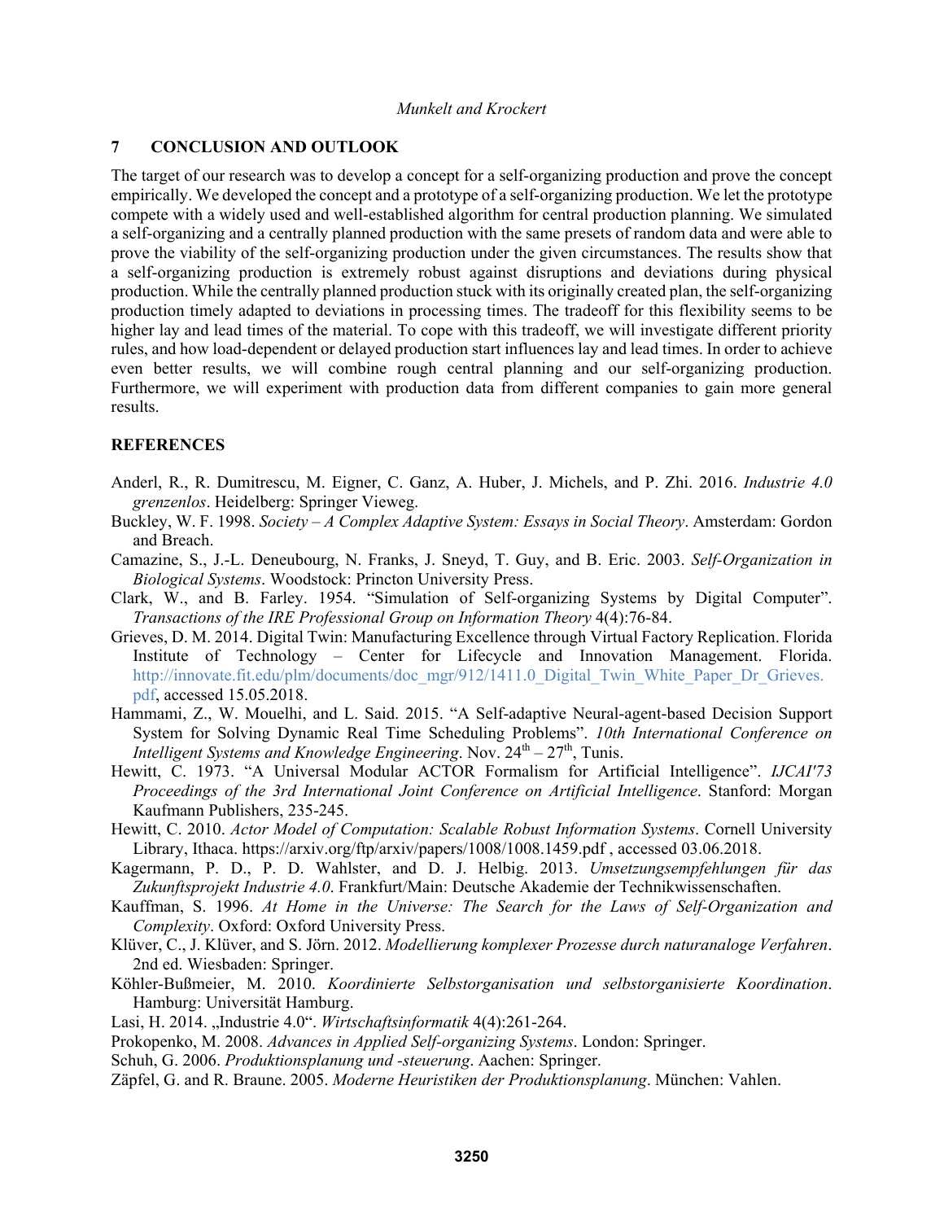## 7 CONCLUSION AND OUTLOOK

The target of our research was to develop a concept for a self-organizing production and prove the concept empirically. We developed the concept and a prototype of a self-organizing production. We let the prototype compete with a widely used and well-established algorithm for central production planning. We simulated a self-organizing and a centrally planned production with the same presets of random data and were able to prove the viability of the self-organizing production under the given circumstances. The results show that a self-organizing production is extremely robust against disruptions and deviations during physical production. While the centrally planned production stuck with its originally created plan, the self-organizing production timely adapted to deviations in processing times. The tradeoff for this flexibility seems to be higher lay and lead times of the material. To cope with this tradeoff, we will investigate different priority rules, and how load-dependent or delayed production start influences lay and lead times. In order to achieve even better results, we will combine rough central planning and our self-organizing production. Furthermore, we will experiment with production data from different companies to gain more general results.

## REFERENCES

Anderl, R., R. Dumitrescu, M. Eigner, C. Ganz, A. Huber, J. Michels, and P. Zhi. 2016. *Industrie 4.0 grenzenlos*. Heidelberg: Springer Vieweg.

Buckley, W. F. 1998. *Society – A Complex Adaptive System: Essays in Social Theory*. Amsterdam: Gordon and Breach.

Camazine, S., J.-L. Deneubourg, N. Franks, J. Sneyd, T. Guy, and B. Eric. 2003. *Self-Organization in Biological Systems*. Woodstock: Princton University Press.

Clark, W., and B. Farley. 1954. "Simulation of Self-organizing Systems by Digital Computer". *Transactions of the IRE Professional Group on Information Theory* 4(4):76-84.

Grieves, D. M. 2014. Digital Twin: Manufacturing Excellence through Virtual Factory Replication. Florida Institute of Technology – Center for Lifecycle and Innovation Management. Florida. http://innovate.fit.edu/plm/documents/doc_mgr/912/1411.0_Digital_Twin_White_Paper_Dr_Grieves.pdf, accessed 15.05.2018.

Hammami, Z., W. Mouelhi, and L. Said. 2015. "A Self-adaptive Neural-agent-based Decision Support System for Solving Dynamic Real Time Scheduling Problems". *10th International Conference on Intelligent Systems and Knowledge Engineering*. Nov. 24th – 27th, Tunis.

Hewitt, C. 1973. "A Universal Modular ACTOR Formalism for Artificial Intelligence". *IJCAI'73 Proceedings of the 3rd International Joint Conference on Artificial Intelligence*. Stanford: Morgan Kaufmann Publishers, 235-245.

Hewitt, C. 2010. *Actor Model of Computation: Scalable Robust Information Systems*. Cornell University Library, Ithaca. https://arxiv.org/ftp/arxiv/papers/1008/1008.1459.pdf , accessed 03.06.2018.

Kagermann, P. D., P. D. Wahlster, and D. J. Helbig. 2013. *Umsetzungsempfehlungen für das Zukunftsprojekt Industrie 4.0*. Frankfurt/Main: Deutsche Akademie der Technikwissenschaften.

Kauffman, S. 1996. *At Home in the Universe: The Search for the Laws of Self-Organization and Complexity*. Oxford: Oxford University Press.

Klüver, C., J. Klüver, and S. Jörn. 2012. *Modellierung komplexer Prozesse durch naturanaloge Verfahren*. 2nd ed. Wiesbaden: Springer.

Köhler-Bußmeier, M. 2010. *Koordinierte Selbstorganisation und selbstorganisierte Koordination*. Hamburg: Universität Hamburg.

Lasi, H. 2014. „Industrie 4.0". *Wirtschaftsinformatik* 4(4):261-264.

Prokopenko, M. 2008. *Advances in Applied Self-organizing Systems*. London: Springer.

Schuh, G. 2006. *Produktionsplanung und -steuerung*. Aachen: Springer.

Zäpfel, G. and R. Braune. 2005. *Moderne Heuristiken der Produktionsplanung*. München: Vahlen.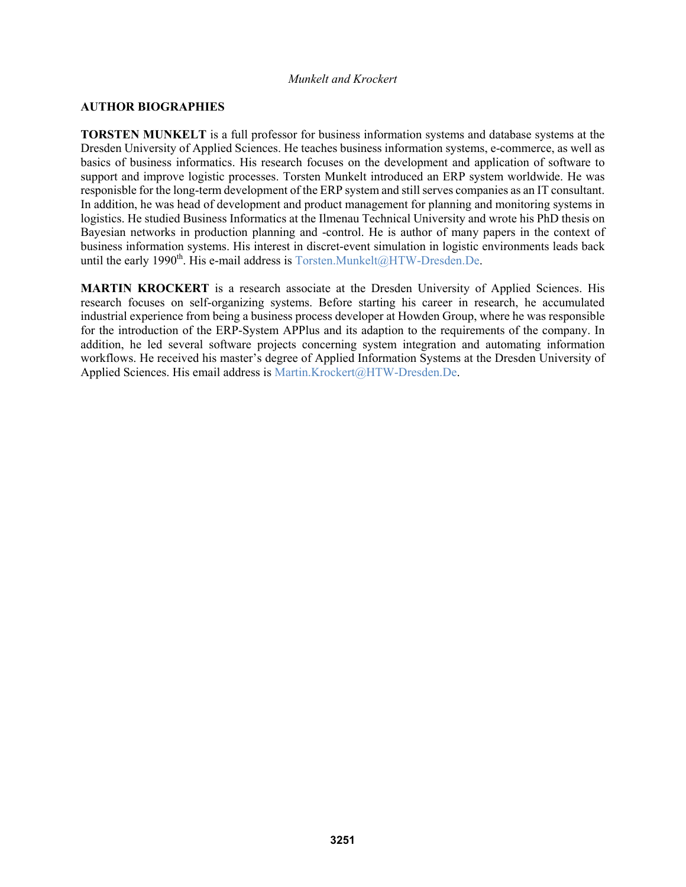## AUTHOR BIOGRAPHIES

**TORSTEN MUNKELT** is a full professor for business information systems and database systems at the Dresden University of Applied Sciences. He teaches business information systems, e-commerce, as well as basics of business informatics. His research focuses on the development and application of software to support and improve logistic processes. Torsten Munkelt introduced an ERP system worldwide. He was responisble for the long-term development of the ERP system and still serves companies as an IT consultant. In addition, he was head of development and product management for planning and monitoring systems in logistics. He studied Business Informatics at the Ilmenau Technical University and wrote his PhD thesis on Bayesian networks in production planning and -control. He is author of many papers in the context of business information systems. His interest in discret-event simulation in logistic environments leads back until the early 1990th. His e-mail address is Torsten.Munkelt@HTW-Dresden.De.

**MARTIN KROCKERT** is a research associate at the Dresden University of Applied Sciences. His research focuses on self-organizing systems. Before starting his career in research, he accumulated industrial experience from being a business process developer at Howden Group, where he was responsible for the introduction of the ERP-System APPlus and its adaption to the requirements of the company. In addition, he led several software projects concerning system integration and automating information workflows. He received his master's degree of Applied Information Systems at the Dresden University of Applied Sciences. His email address is Martin.Krockert@HTW-Dresden.De.